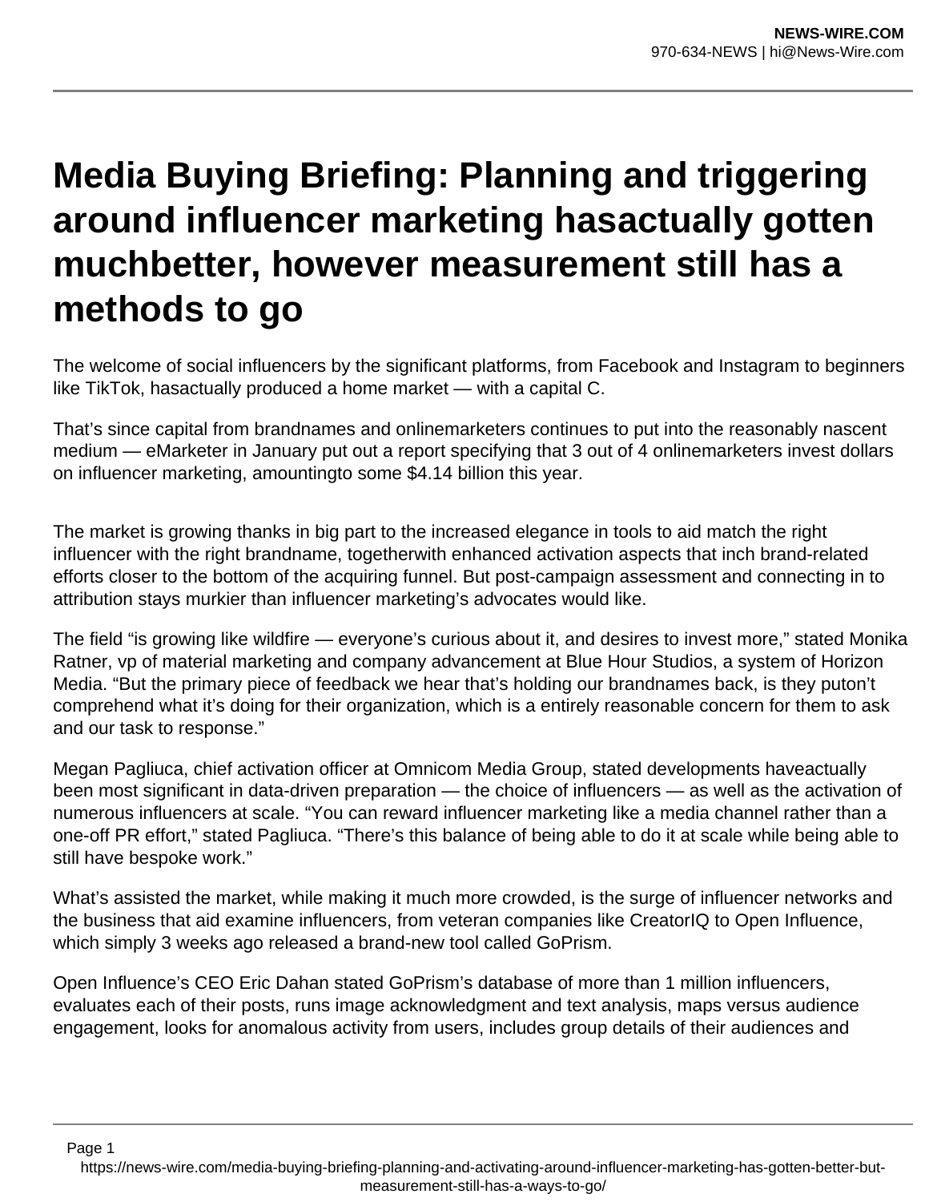# Media Buying Briefing: Planning and triggering around influencer marketing hasactually gotten muchbetter, however measurement still has a methods to go

The welcome of social influencers by the significant platforms, from Facebook and Instagram to beginners like TikTok, hasactually produced a home market — with a capital C.

That's since capital from brandnames and onlinemarketers continues to put into the reasonably nascent medium — eMarketer in January put out a report specifying that 3 out of 4 onlinemarketers invest dollars on influencer marketing, amountingto some $4.14 billion this year.

The market is growing thanks in big part to the increased elegance in tools to aid match the right influencer with the right brandname, togetherwith enhanced activation aspects that inch brand-related efforts closer to the bottom of the acquiring funnel. But post-campaign assessment and connecting in to attribution stays murkier than influencer marketing's advocates would like.

The field "is growing like wildfire — everyone's curious about it, and desires to invest more," stated Monika Ratner, vp of material marketing and company advancement at Blue Hour Studios, a system of Horizon Media. "But the primary piece of feedback we hear that's holding our brandnames back, is they puton't comprehend what it's doing for their organization, which is a entirely reasonable concern for them to ask and our task to response."

Megan Pagliuca, chief activation officer at Omnicom Media Group, stated developments haveactually been most significant in data-driven preparation — the choice of influencers — as well as the activation of numerous influencers at scale. "You can reward influencer marketing like a media channel rather than a one-off PR effort," stated Pagliuca. "There's this balance of being able to do it at scale while being able to still have bespoke work."

What's assisted the market, while making it much more crowded, is the surge of influencer networks and the business that aid examine influencers, from veteran companies like CreatorIQ to Open Influence, which simply 3 weeks ago released a brand-new tool called GoPrism.

Open Influence's CEO Eric Dahan stated GoPrism's database of more than 1 million influencers, evaluates each of their posts, runs image acknowledgment and text analysis, maps versus audience engagement, looks for anomalous activity from users, includes group details of their audiences and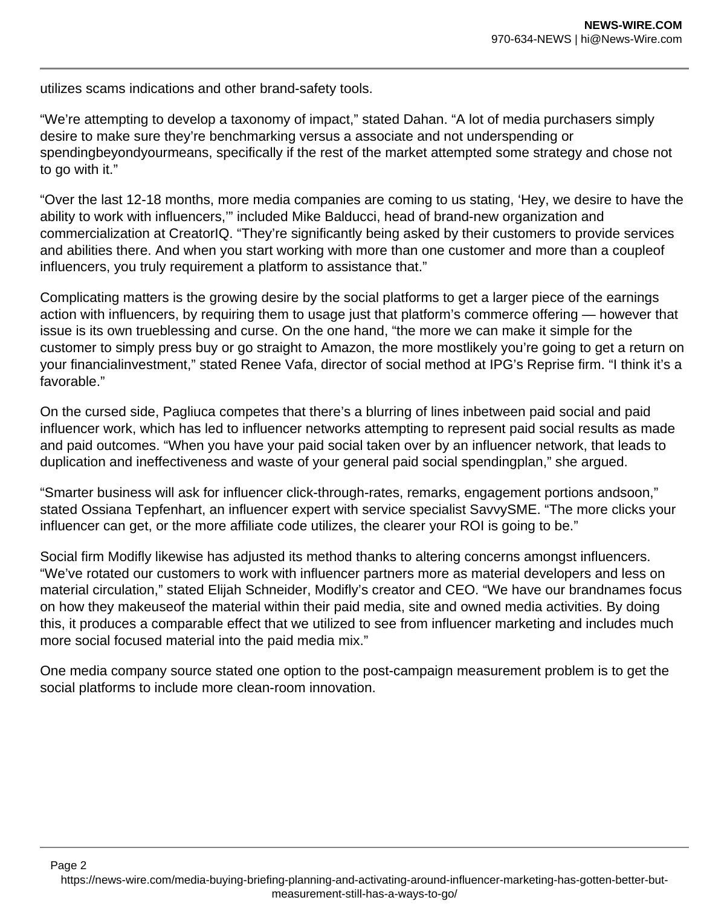utilizes scams indications and other brand-safety tools.

“We’re attempting to develop a taxonomy of impact,” stated Dahan. “A lot of media purchasers simply desire to make sure they’re benchmarking versus a associate and not underspending or spendingbeyondyourmeans, specifically if the rest of the market attempted some strategy and chose not to go with it.”

“Over the last 12-18 months, more media companies are coming to us stating, ‘Hey, we desire to have the ability to work with influencers,’” included Mike Balducci, head of brand-new organization and commercialization at CreatorIQ. “They’re significantly being asked by their customers to provide services and abilities there. And when you start working with more than one customer and more than a coupleof influencers, you truly requirement a platform to assistance that.”

Complicating matters is the growing desire by the social platforms to get a larger piece of the earnings action with influencers, by requiring them to usage just that platform’s commerce offering — however that issue is its own trueblessing and curse. On the one hand, “the more we can make it simple for the customer to simply press buy or go straight to Amazon, the more mostlikely you’re going to get a return on your financialinvestment,” stated Renee Vafa, director of social method at IPG’s Reprise firm. “I think it’s a favorable.”

On the cursed side, Pagliuca competes that there’s a blurring of lines inbetween paid social and paid influencer work, which has led to influencer networks attempting to represent paid social results as made and paid outcomes. “When you have your paid social taken over by an influencer network, that leads to duplication and ineffectiveness and waste of your general paid social spendingplan,” she argued.

“Smarter business will ask for influencer click-through-rates, remarks, engagement portions andsoon,” stated Ossiana Tepfenhart, an influencer expert with service specialist SavvySME. “The more clicks your influencer can get, or the more affiliate code utilizes, the clearer your ROI is going to be.”

Social firm Modifly likewise has adjusted its method thanks to altering concerns amongst influencers. “We’ve rotated our customers to work with influencer partners more as material developers and less on material circulation,” stated Elijah Schneider, Modifly’s creator and CEO. “We have our brandnames focus on how they makeuseof the material within their paid media, site and owned media activities. By doing this, it produces a comparable effect that we utilized to see from influencer marketing and includes much more social focused material into the paid media mix.”

One media company source stated one option to the post-campaign measurement problem is to get the social platforms to include more clean-room innovation.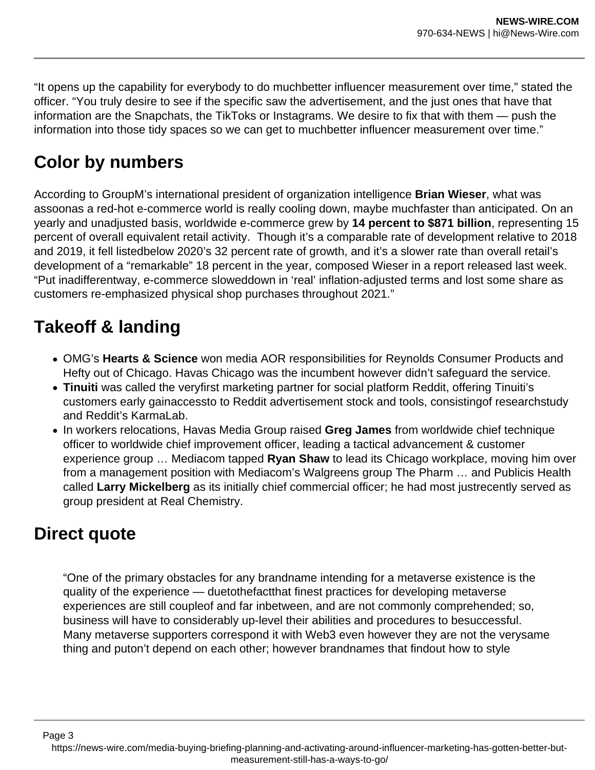"It opens up the capability for everybody to do muchbetter influencer measurement over time," stated the officer. "You truly desire to see if the specific saw the advertisement, and the just ones that have that information are the Snapchats, the TikToks or Instagrams. We desire to fix that with them — push the information into those tidy spaces so we can get to muchbetter influencer measurement over time."

## Color by numbers

According to GroupM's international president of organization intelligence **Brian Wieser**, what was assoonas a red-hot e-commerce world is really cooling down, maybe muchfaster than anticipated. On an yearly and unadjusted basis, worldwide e-commerce grew by **14 percent to $871 billion**, representing 15 percent of overall equivalent retail activity. Though it's a comparable rate of development relative to 2018 and 2019, it fell listedbelow 2020's 32 percent rate of growth, and it's a slower rate than overall retail's development of a "remarkable" 18 percent in the year, composed Wieser in a report released last week. "Put inadifferentway, e-commerce sloweddown in 'real' inflation-adjusted terms and lost some share as customers re-emphasized physical shop purchases throughout 2021."

## Takeoff & landing

- OMG's **Hearts & Science** won media AOR responsibilities for Reynolds Consumer Products and Hefty out of Chicago. Havas Chicago was the incumbent however didn't safeguard the service.
- **Tinuiti** was called the veryfirst marketing partner for social platform Reddit, offering Tinuiti's customers early gainaccessto to Reddit advertisement stock and tools, consistingof researchstudy and Reddit's KarmaLab.
- In workers relocations, Havas Media Group raised **Greg James** from worldwide chief technique officer to worldwide chief improvement officer, leading a tactical advancement & customer experience group … Mediacom tapped **Ryan Shaw** to lead its Chicago workplace, moving him over from a management position with Mediacom's Walgreens group The Pharm … and Publicis Health called **Larry Mickelberg** as its initially chief commercial officer; he had most justrecently served as group president at Real Chemistry.

## Direct quote

> "One of the primary obstacles for any brandname intending for a metaverse existence is the quality of the experience — duetothefactthat finest practices for developing metaverse experiences are still coupleof and far inbetween, and are not commonly comprehended; so, business will have to considerably up-level their abilities and procedures to besuccessful. Many metaverse supporters correspond it with Web3 even however they are not the verysame thing and puton't depend on each other; however brandnames that findout how to style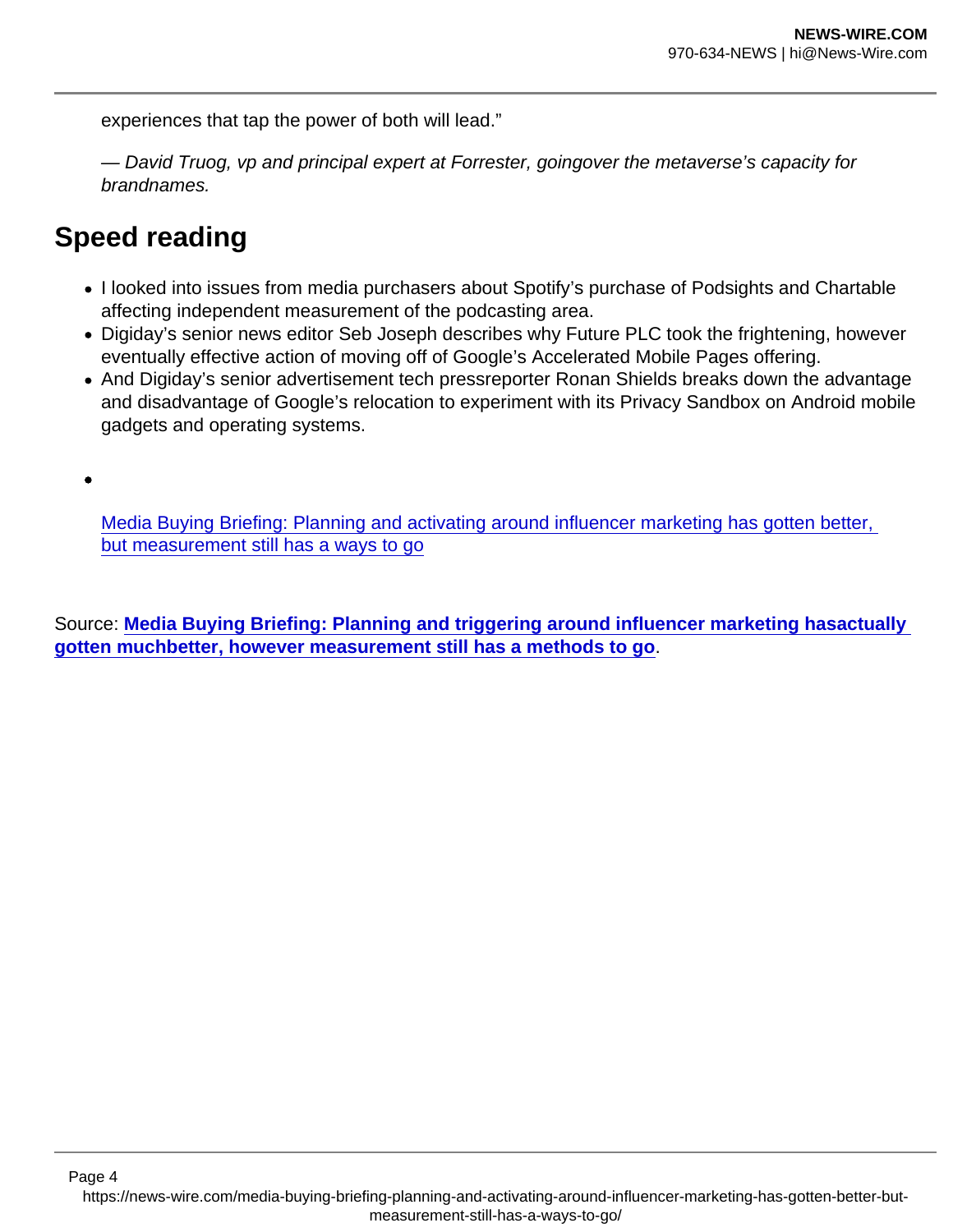experiences that tap the power of both will lead."

*— David Truog, vp and principal expert at Forrester, goingover the metaverse's capacity for brandnames.*

## Speed reading

- I looked into issues from media purchasers about Spotify's purchase of Podsights and Chartable affecting independent measurement of the podcasting area.
- Digiday's senior news editor Seb Joseph describes why Future PLC took the frightening, however eventually effective action of moving off of Google's Accelerated Mobile Pages offering.
- And Digiday's senior advertisement tech pressreporter Ronan Shields breaks down the advantage and disadvantage of Google's relocation to experiment with its Privacy Sandbox on Android mobile gadgets and operating systems.
- 

[Media Buying Briefing: Planning and activating around influencer marketing has gotten better, but measurement still has a ways to go](https://news-wire.com/media-buying-briefing-planning-and-activating-around-influencer-marketing-has-gotten-better-but-measurement-still-has-a-ways-to-go/)

Source: **[Media Buying Briefing: Planning and triggering around influencer marketing hasactually gotten muchbetter, however measurement still has a methods to go](https://news-wire.com/media-buying-briefing-planning-and-activating-around-influencer-marketing-has-gotten-better-but-measurement-still-has-a-ways-to-go/)**.